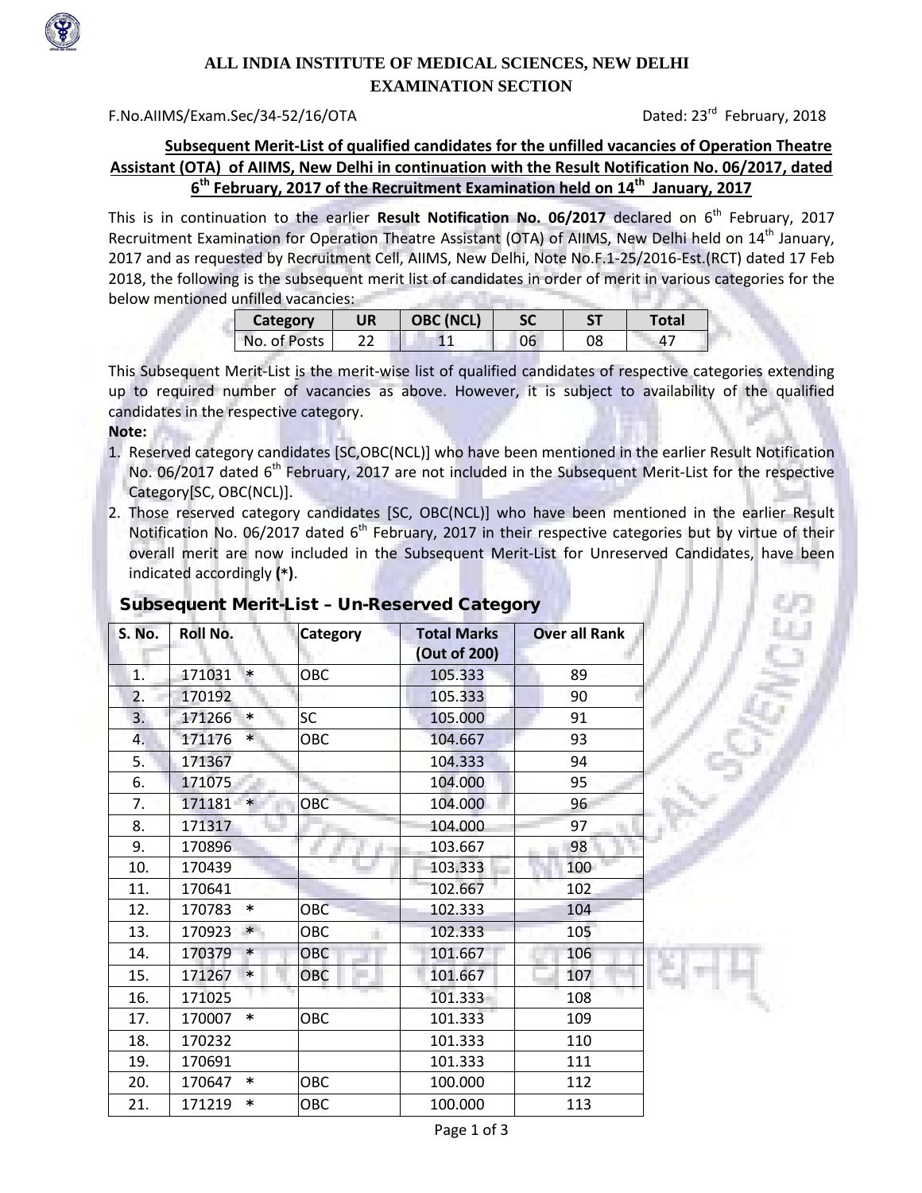## ALL INDIA INSTITUTE OF MEDICAL SCIENCES, NEW DELHI
## EXAMINATION SECTION

F.No.AIIMS/Exam.Sec/34-52/16/OTA Dated: 23rd February, 2018

### Subsequent Merit-List of qualified candidates for the unfilled vacancies of Operation Theatre Assistant (OTA) of AIIMS, New Delhi in continuation with the Result Notification No. 06/2017, dated 6th February, 2017 of the Recruitment Examination held on 14th January, 2017

This is in continuation to the earlier **Result Notification No. 06/2017** declared on 6th February, 2017 Recruitment Examination for Operation Theatre Assistant (OTA) of AIIMS, New Delhi held on 14th January, 2017 and as requested by Recruitment Cell, AIIMS, New Delhi, Note No.F.1-25/2016-Est.(RCT) dated 17 Feb 2018, the following is the subsequent merit list of candidates in order of merit in various categories for the below mentioned unfilled vacancies:

| Category | UR | OBC (NCL) | SC | ST | Total |
|---|---|---|---|---|---|
| No. of Posts | 22 | 11 | 06 | 08 | 47 |

This Subsequent Merit-List is the merit-wise list of qualified candidates of respective categories extending up to required number of vacancies as above. However, it is subject to availability of the qualified candidates in the respective category.

**Note:**

1. Reserved category candidates [SC,OBC(NCL)] who have been mentioned in the earlier Result Notification No. 06/2017 dated 6th February, 2017 are not included in the Subsequent Merit-List for the respective Category[SC, OBC(NCL)].
2. Those reserved category candidates [SC, OBC(NCL)] who have been mentioned in the earlier Result Notification No. 06/2017 dated 6th February, 2017 in their respective categories but by virtue of their overall merit are now included in the Subsequent Merit-List for Unreserved Candidates, have been indicated accordingly **(*)**.

### Subsequent Merit-List – Un-Reserved Category

| S. No. | Roll No. | Category | Total Marks (Out of 200) | Over all Rank |
|---|---|---|---|---|
| 1. | 171031 * | OBC | 105.333 | 89 |
| 2. | 170192 | | 105.333 | 90 |
| 3. | 171266 * | SC | 105.000 | 91 |
| 4. | 171176 * | OBC | 104.667 | 93 |
| 5. | 171367 | | 104.333 | 94 |
| 6. | 171075 | | 104.000 | 95 |
| 7. | 171181 * | OBC | 104.000 | 96 |
| 8. | 171317 | | 104.000 | 97 |
| 9. | 170896 | | 103.667 | 98 |
| 10. | 170439 | | 103.333 | 100 |
| 11. | 170641 | | 102.667 | 102 |
| 12. | 170783 * | OBC | 102.333 | 104 |
| 13. | 170923 * | OBC | 102.333 | 105 |
| 14. | 170379 * | OBC | 101.667 | 106 |
| 15. | 171267 * | OBC | 101.667 | 107 |
| 16. | 171025 | | 101.333 | 108 |
| 17. | 170007 * | OBC | 101.333 | 109 |
| 18. | 170232 | | 101.333 | 110 |
| 19. | 170691 | | 101.333 | 111 |
| 20. | 170647 * | OBC | 100.000 | 112 |
| 21. | 171219 * | OBC | 100.000 | 113 |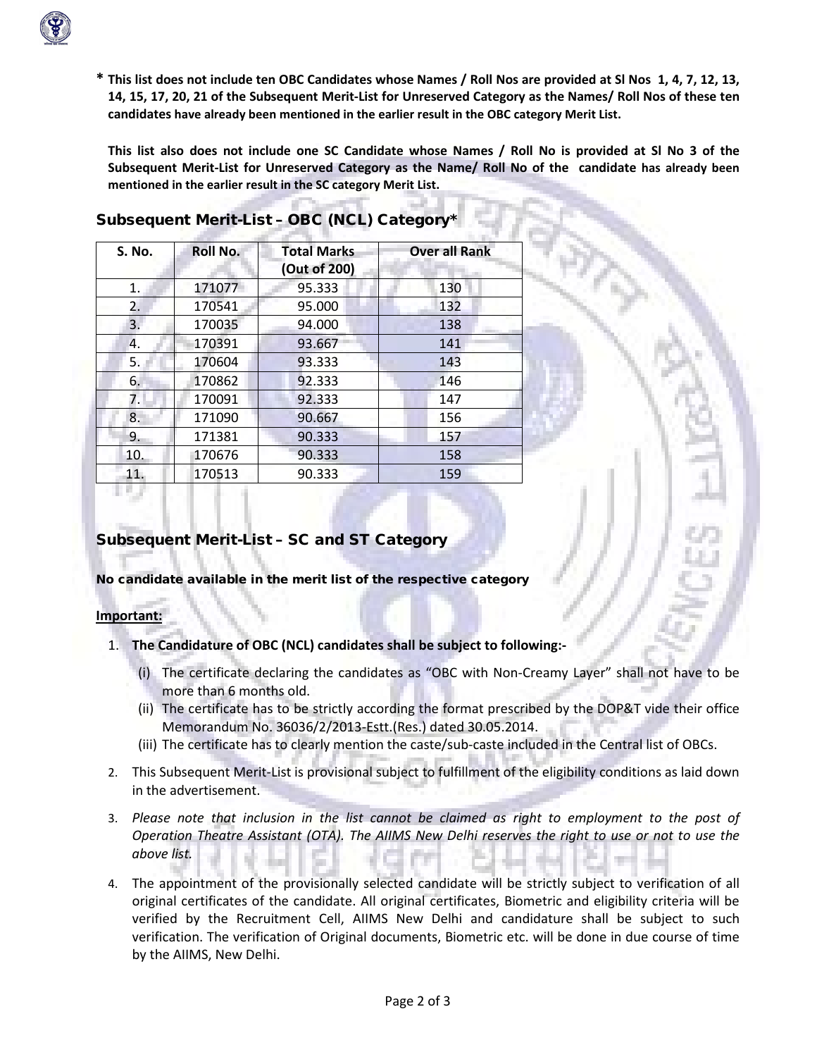**\* This list does not include ten OBC Candidates whose Names / Roll Nos are provided at Sl Nos 1, 4, 7, 12, 13, 14, 15, 17, 20, 21 of the Subsequent Merit-List for Unreserved Category as the Names/ Roll Nos of these ten candidates have already been mentioned in the earlier result in the OBC category Merit List.**

**This list also does not include one SC Candidate whose Names / Roll No is provided at Sl No 3 of the Subsequent Merit-List for Unreserved Category as the Name/ Roll No of the candidate has already been mentioned in the earlier result in the SC category Merit List.**

## Subsequent Merit-List – OBC (NCL) Category*

| S. No. | Roll No. | Total Marks (Out of 200) | Over all Rank |
|---|---|---|---|
| 1. | 171077 | 95.333 | 130 |
| 2. | 170541 | 95.000 | 132 |
| 3. | 170035 | 94.000 | 138 |
| 4. | 170391 | 93.667 | 141 |
| 5. | 170604 | 93.333 | 143 |
| 6. | 170862 | 92.333 | 146 |
| 7. | 170091 | 92.333 | 147 |
| 8. | 171090 | 90.667 | 156 |
| 9. | 171381 | 90.333 | 157 |
| 10. | 170676 | 90.333 | 158 |
| 11. | 170513 | 90.333 | 159 |

## Subsequent Merit-List – SC and ST Category

**No candidate available in the merit list of the respective category**

**Important:**

1. **The Candidature of OBC (NCL) candidates shall be subject to following:-**
   (i) The certificate declaring the candidates as "OBC with Non-Creamy Layer" shall not have to be more than 6 months old.
   (ii) The certificate has to be strictly according the format prescribed by the DOP&T vide their office Memorandum No. 36036/2/2013-Estt.(Res.) dated 30.05.2014.
   (iii) The certificate has to clearly mention the caste/sub-caste included in the Central list of OBCs.

2. This Subsequent Merit-List is provisional subject to fulfillment of the eligibility conditions as laid down in the advertisement.

3. *Please note that inclusion in the list cannot be claimed as right to employment to the post of Operation Theatre Assistant (OTA). The AIIMS New Delhi reserves the right to use or not to use the above list.*

4. The appointment of the provisionally selected candidate will be strictly subject to verification of all original certificates of the candidate. All original certificates, Biometric and eligibility criteria will be verified by the Recruitment Cell, AIIMS New Delhi and candidature shall be subject to such verification. The verification of Original documents, Biometric etc. will be done in due course of time by the AIIMS, New Delhi.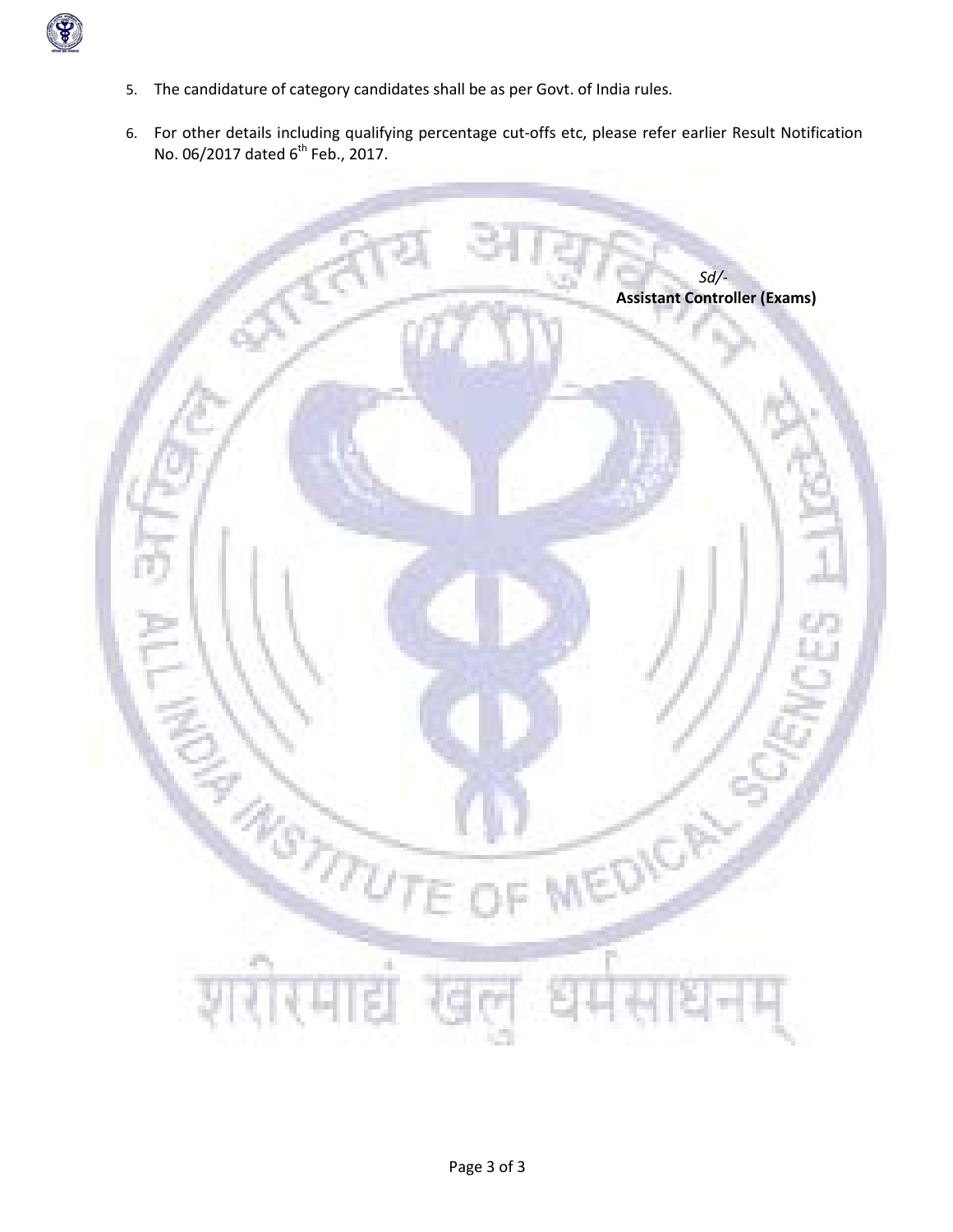5. The candidature of category candidates shall be as per Govt. of India rules.

6. For other details including qualifying percentage cut-offs etc, please refer earlier Result Notification No. 06/2017 dated 6th Feb., 2017.

*Sd/-*
**Assistant Controller (Exams)**